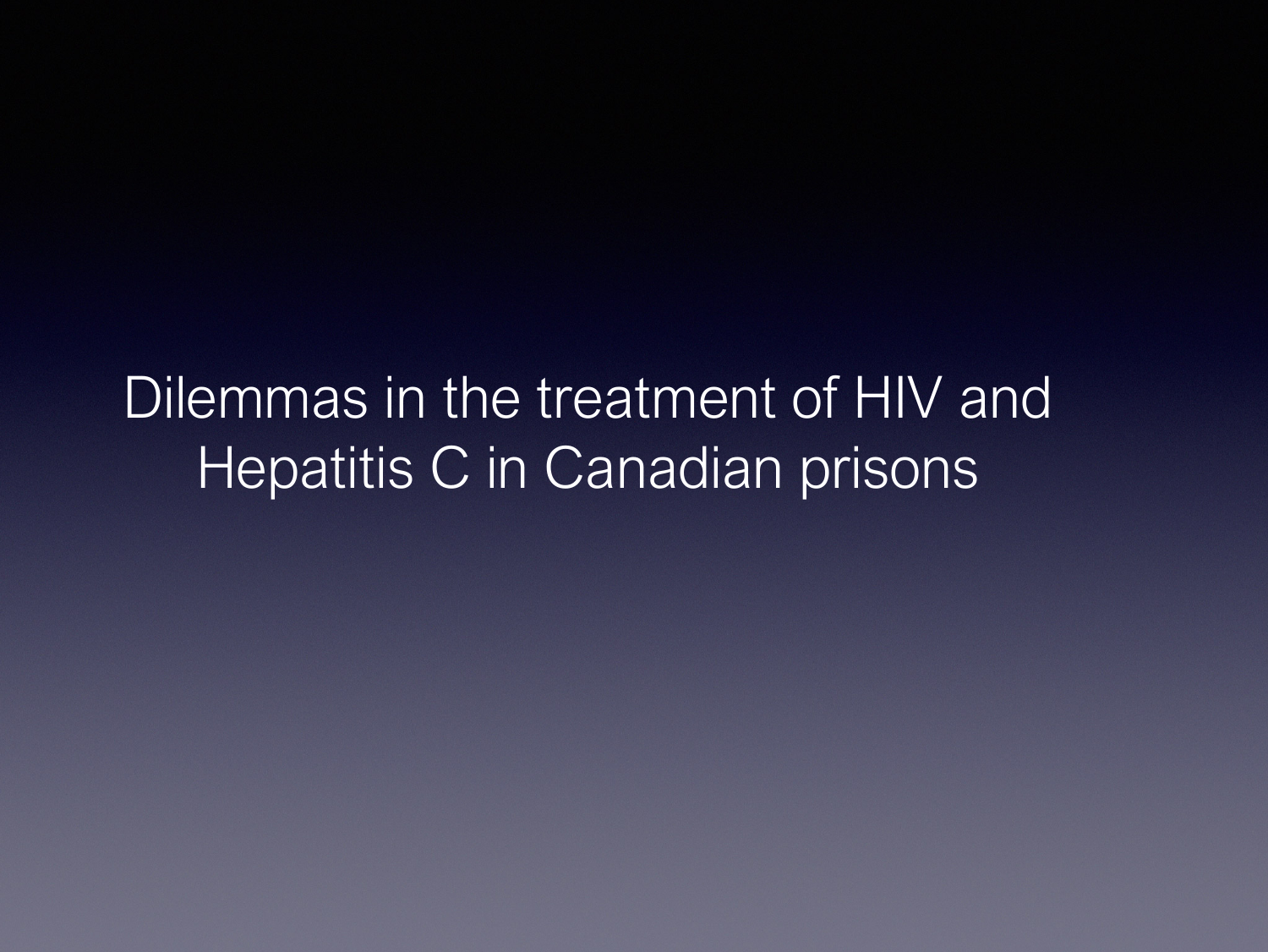# Dilemmas in the treatment of HIV and Hepatitis C in Canadian prisons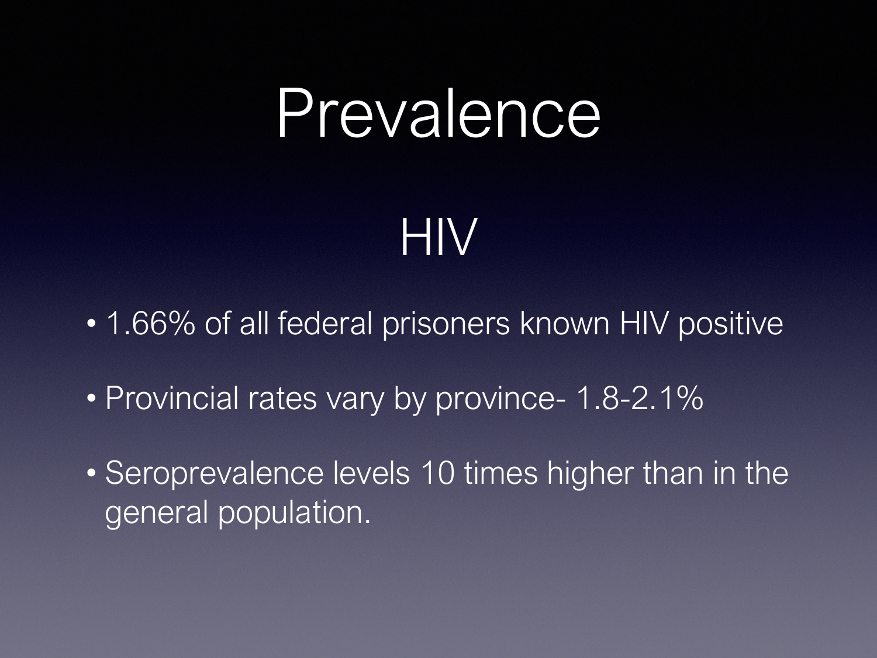# Prevalence

## HIV

- 1.66% of all federal prisoners known HIV positive
- Provincial rates vary by province- 1.8-2.1%
- Seroprevalence levels 10 times higher than in the general population.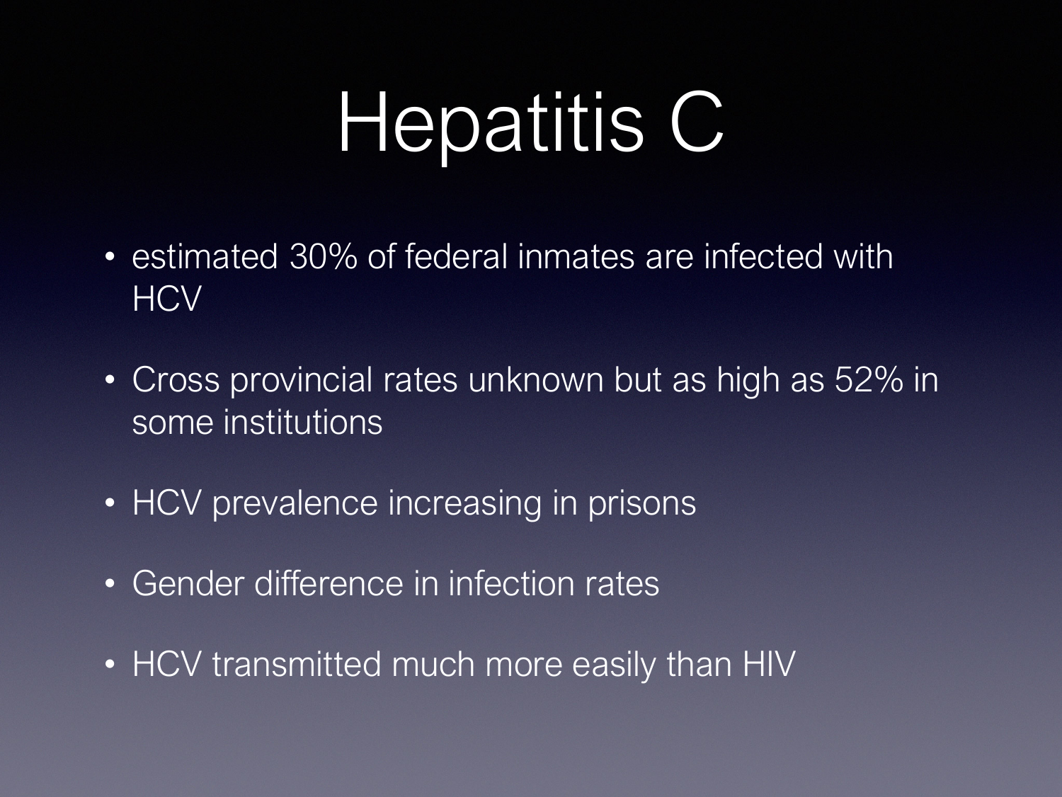# Hepatitis C

- estimated 30% of federal inmates are infected with HCV
- Cross provincial rates unknown but as high as 52% in some institutions
- HCV prevalence increasing in prisons
- Gender difference in infection rates
- HCV transmitted much more easily than HIV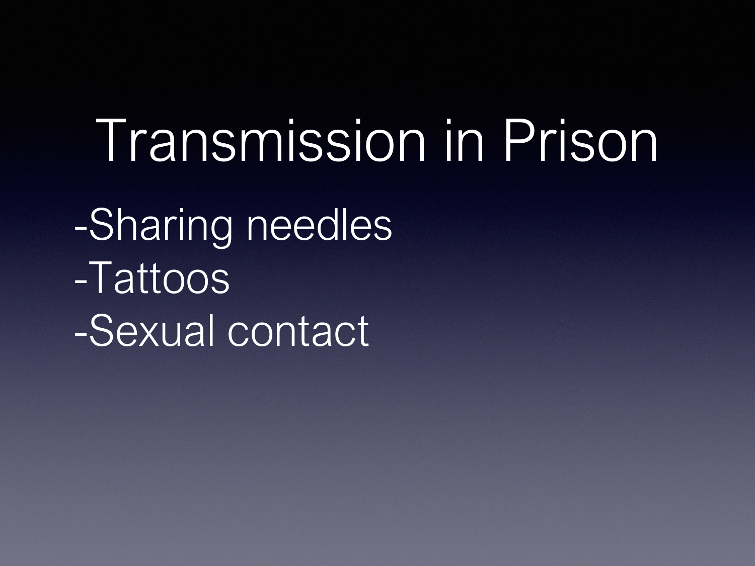# Transmission in Prison

-Sharing needles
-Tattoos
-Sexual contact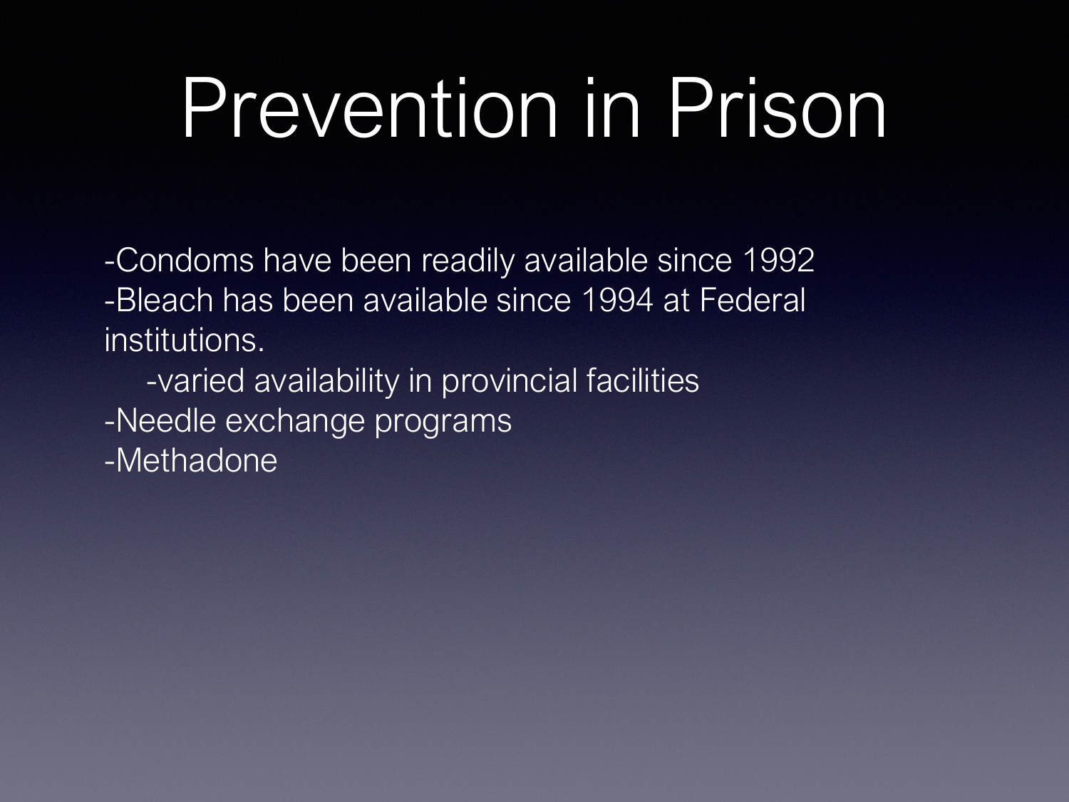# Prevention in Prison

-Condoms have been readily available since 1992
-Bleach has been available since 1994 at Federal institutions.
    -varied availability in provincial facilities
-Needle exchange programs
-Methadone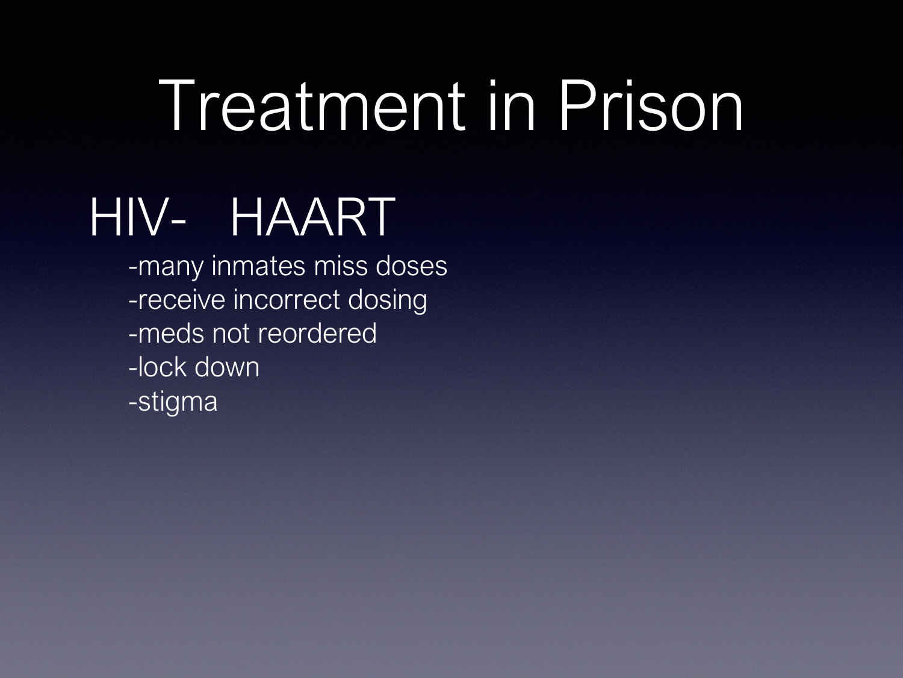# Treatment in Prison

## HIV- HAART

- -many inmates miss doses
- -receive incorrect dosing
- -meds not reordered
- -lock down
- -stigma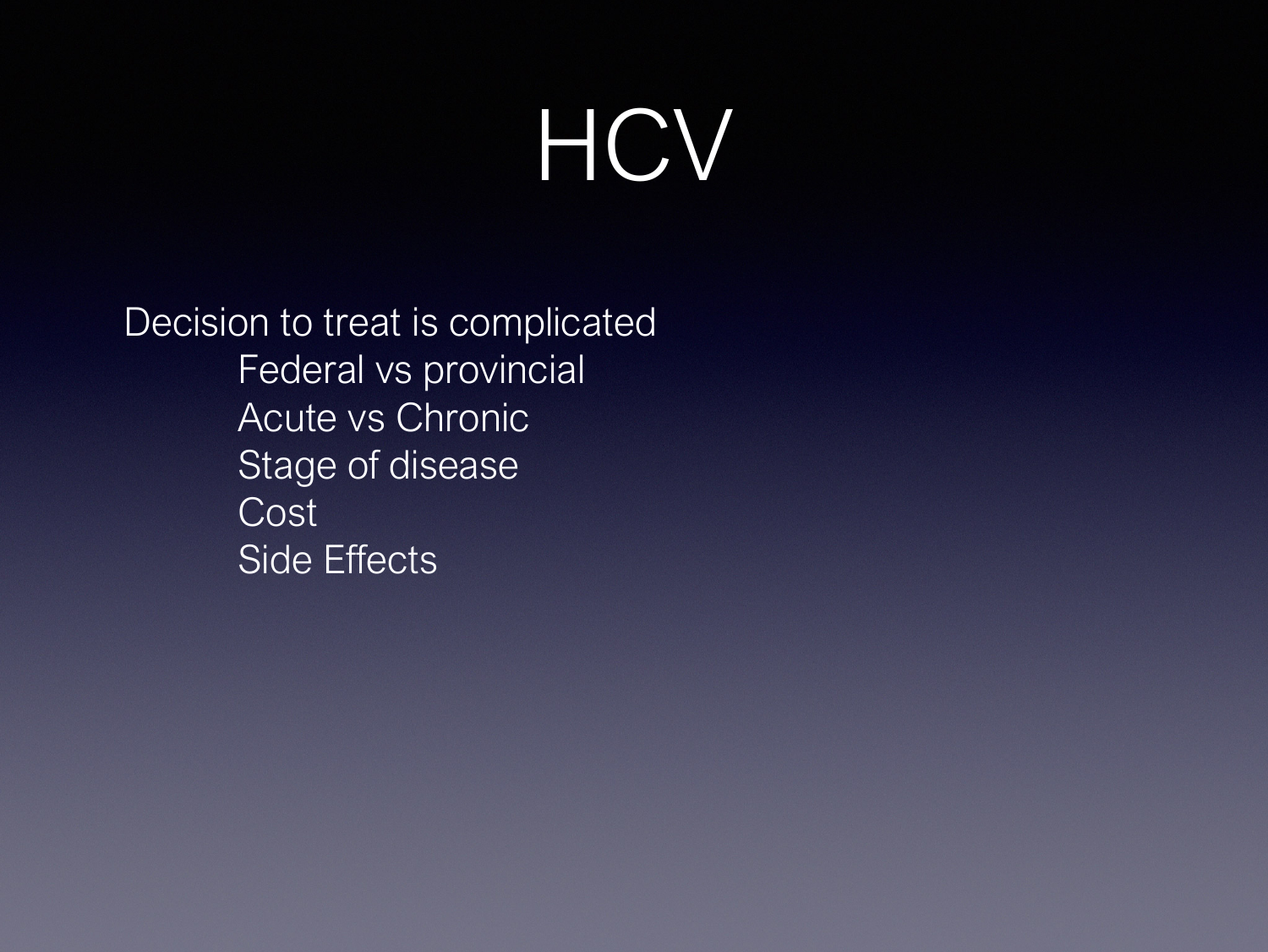# HCV

Decision to treat is complicated

- Federal vs provincial
- Acute vs Chronic
- Stage of disease
- Cost
- Side Effects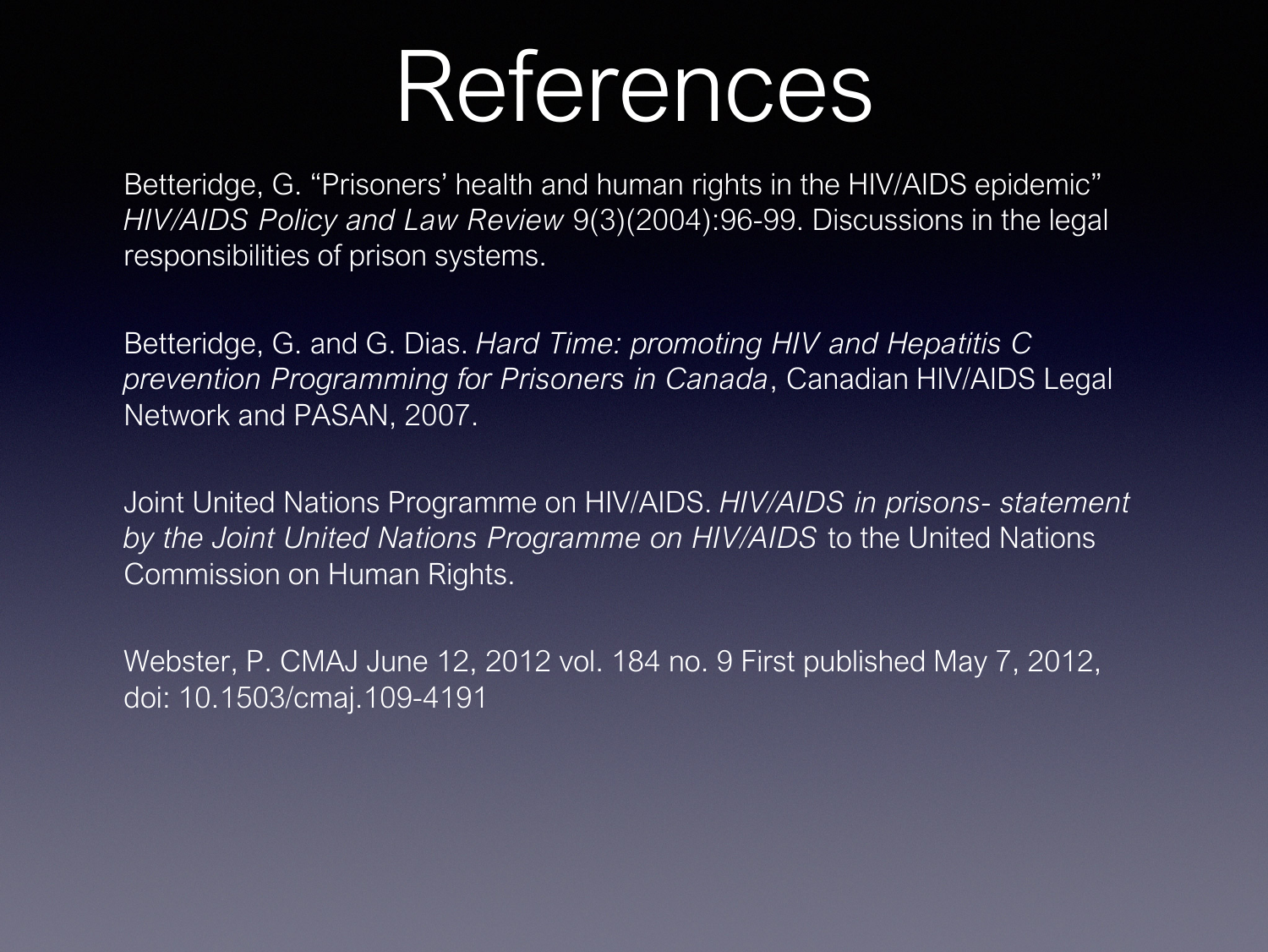# References

Betteridge, G. “Prisoners’ health and human rights in the HIV/AIDS epidemic” *HIV/AIDS Policy and Law Review* 9(3)(2004):96-99. Discussions in the legal responsibilities of prison systems.

Betteridge, G. and G. Dias. *Hard Time: promoting HIV and Hepatitis C prevention Programming for Prisoners in Canada*, Canadian HIV/AIDS Legal Network and PASAN, 2007.

Joint United Nations Programme on HIV/AIDS. *HIV/AIDS in prisons- statement by the Joint United Nations Programme on HIV/AIDS* to the United Nations Commission on Human Rights.

Webster, P. CMAJ June 12, 2012 vol. 184 no. 9 First published May 7, 2012, doi: 10.1503/cmaj.109-4191